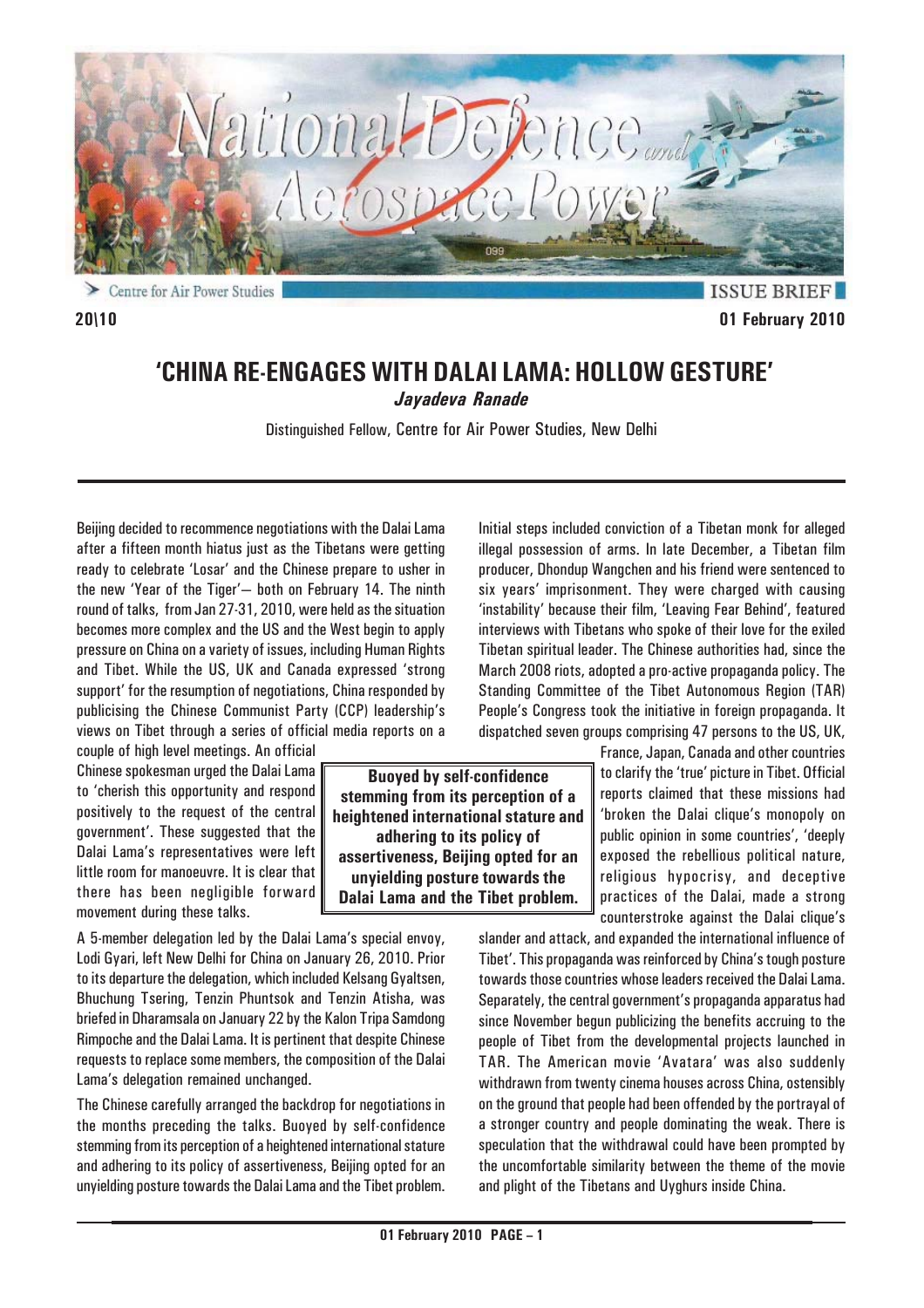Centre for Air Power Studies

ISSUE BRIEF

20\10

01 February 2010

# 'CHINA RE-ENGAGES WITH DALAI LAMA: HOLLOW GESTURE'

***Jayadeva Ranade***

Distinguished Fellow, Centre for Air Power Studies, New Delhi

Beijing decided to recommence negotiations with the Dalai Lama after a fifteen month hiatus just as the Tibetans were getting ready to celebrate 'Losar' and the Chinese prepare to usher in the new 'Year of the Tiger'— both on February 14. The ninth round of talks, from Jan 27-31, 2010, were held as the situation becomes more complex and the US and the West begin to apply pressure on China on a variety of issues, including Human Rights and Tibet. While the US, UK and Canada expressed 'strong support' for the resumption of negotiations, China responded by publicising the Chinese Communist Party (CCP) leadership's views on Tibet through a series of official media reports on a couple of high level meetings. An official Chinese spokesman urged the Dalai Lama to 'cherish this opportunity and respond positively to the request of the central government'. These suggested that the Dalai Lama's representatives were left little room for manoeuvre. It is clear that there has been negligible forward movement during these talks.

A 5-member delegation led by the Dalai Lama's special envoy, Lodi Gyari, left New Delhi for China on January 26, 2010. Prior to its departure the delegation, which included Kelsang Gyaltsen, Bhuchung Tsering, Tenzin Phuntsok and Tenzin Atisha, was briefed in Dharamsala on January 22 by the Kalon Tripa Samdong Rimpoche and the Dalai Lama. It is pertinent that despite Chinese requests to replace some members, the composition of the Dalai Lama's delegation remained unchanged.

The Chinese carefully arranged the backdrop for negotiations in the months preceding the talks. Buoyed by self-confidence stemming from its perception of a heightened international stature and adhering to its policy of assertiveness, Beijing opted for an unyielding posture towards the Dalai Lama and the Tibet problem.

> **Buoyed by self-confidence stemming from its perception of a heightened international stature and adhering to its policy of assertiveness, Beijing opted for an unyielding posture towards the Dalai Lama and the Tibet problem.**

Initial steps included conviction of a Tibetan monk for alleged illegal possession of arms. In late December, a Tibetan film producer, Dhondup Wangchen and his friend were sentenced to six years' imprisonment. They were charged with causing 'instability' because their film, 'Leaving Fear Behind', featured interviews with Tibetans who spoke of their love for the exiled Tibetan spiritual leader. The Chinese authorities had, since the March 2008 riots, adopted a pro-active propaganda policy. The Standing Committee of the Tibet Autonomous Region (TAR) People's Congress took the initiative in foreign propaganda. It dispatched seven groups comprising 47 persons to the US, UK, France, Japan, Canada and other countries to clarify the 'true' picture in Tibet. Official reports claimed that these missions had 'broken the Dalai clique's monopoly on public opinion in some countries', 'deeply exposed the rebellious political nature, religious hypocrisy, and deceptive practices of the Dalai, made a strong counterstroke against the Dalai clique's slander and attack, and expanded the international influence of Tibet'. This propaganda was reinforced by China's tough posture towards those countries whose leaders received the Dalai Lama. Separately, the central government's propaganda apparatus had since November begun publicizing the benefits accruing to the people of Tibet from the developmental projects launched in TAR. The American movie 'Avatara' was also suddenly withdrawn from twenty cinema houses across China, ostensibly on the ground that people had been offended by the portrayal of a stronger country and people dominating the weak. There is speculation that the withdrawal could have been prompted by the uncomfortable similarity between the theme of the movie and plight of the Tibetans and Uyghurs inside China.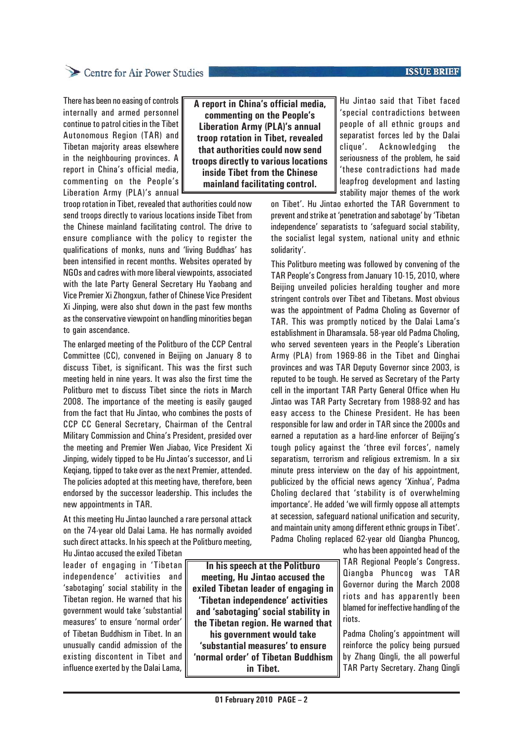There has been no easing of controls internally and armed personnel continue to patrol cities in the Tibet Autonomous Region (TAR) and Tibetan majority areas elsewhere in the neighbouring provinces. A report in China's official media, commenting on the People's Liberation Army (PLA)'s annual troop rotation in Tibet, revealed that authorities could now send troops directly to various locations inside Tibet from the Chinese mainland facilitating control. The drive to ensure compliance with the policy to register the qualifications of monks, nuns and 'living Buddhas' has been intensified in recent months. Websites operated by NGOs and cadres with more liberal viewpoints, associated with the late Party General Secretary Hu Yaobang and Vice Premier Xi Zhongxun, father of Chinese Vice President Xi Jinping, were also shut down in the past few months as the conservative viewpoint on handling minorities began to gain ascendance.

**A report in China's official media, commenting on the People's Liberation Army (PLA)'s annual troop rotation in Tibet, revealed that authorities could now send troops directly to various locations inside Tibet from the Chinese mainland facilitating control.**

The enlarged meeting of the Politburo of the CCP Central Committee (CC), convened in Beijing on January 8 to discuss Tibet, is significant. This was the first such meeting held in nine years. It was also the first time the Politburo met to discuss Tibet since the riots in March 2008. The importance of the meeting is easily gauged from the fact that Hu Jintao, who combines the posts of CCP CC General Secretary, Chairman of the Central Military Commission and China's President, presided over the meeting and Premier Wen Jiabao, Vice President Xi Jinping, widely tipped to be Hu Jintao's successor, and Li Keqiang, tipped to take over as the next Premier, attended. The policies adopted at this meeting have, therefore, been endorsed by the successor leadership. This includes the new appointments in TAR.

At this meeting Hu Jintao launched a rare personal attack on the 74-year old Dalai Lama. He has normally avoided such direct attacks. In his speech at the Politburo meeting, Hu Jintao accused the exiled Tibetan leader of engaging in 'Tibetan independence' activities and 'sabotaging' social stability in the Tibetan region. He warned that his government would take 'substantial measures' to ensure 'normal order' of Tibetan Buddhism in Tibet. In an unusually candid admission of the existing discontent in Tibet and influence exerted by the Dalai Lama, Hu Jintao said that Tibet faced 'special contradictions between people of all ethnic groups and separatist forces led by the Dalai clique'. Acknowledging the seriousness of the problem, he said 'these contradictions had made leapfrog development and lasting stability major themes of the work on Tibet'. Hu Jintao exhorted the TAR Government to prevent and strike at 'penetration and sabotage' by 'Tibetan independence' separatists to 'safeguard social stability, the socialist legal system, national unity and ethnic solidarity'.

**In his speech at the Politburo meeting, Hu Jintao accused the exiled Tibetan leader of engaging in 'Tibetan independence' activities and 'sabotaging' social stability in the Tibetan region. He warned that his government would take 'substantial measures' to ensure 'normal order' of Tibetan Buddhism in Tibet.**

This Politburo meeting was followed by convening of the TAR People's Congress from January 10-15, 2010, where Beijing unveiled policies heralding tougher and more stringent controls over Tibet and Tibetans. Most obvious was the appointment of Padma Choling as Governor of TAR. This was promptly noticed by the Dalai Lama's establishment in Dharamsala. 58-year old Padma Choling, who served seventeen years in the People's Liberation Army (PLA) from 1969-86 in the Tibet and Qinghai provinces and was TAR Deputy Governor since 2003, is reputed to be tough. He served as Secretary of the Party cell in the important TAR Party General Office when Hu Jintao was TAR Party Secretary from 1988-92 and has easy access to the Chinese President. He has been responsible for law and order in TAR since the 2000s and earned a reputation as a hard-line enforcer of Beijing's tough policy against the 'three evil forces', namely separatism, terrorism and religious extremism. In a six minute press interview on the day of his appointment, publicized by the official news agency 'Xinhua', Padma Choling declared that 'stability is of overwhelming importance'. He added 'we will firmly oppose all attempts at secession, safeguard national unification and security, and maintain unity among different ethnic groups in Tibet'. Padma Choling replaced 62-year old Qiangba Phuncog, who has been appointed head of the TAR Regional People's Congress. Qiangba Phuncog was TAR Governor during the March 2008 riots and has apparently been blamed for ineffective handling of the riots.

Padma Choling's appointment will reinforce the policy being pursued by Zhang Qingli, the all powerful TAR Party Secretary. Zhang Qingli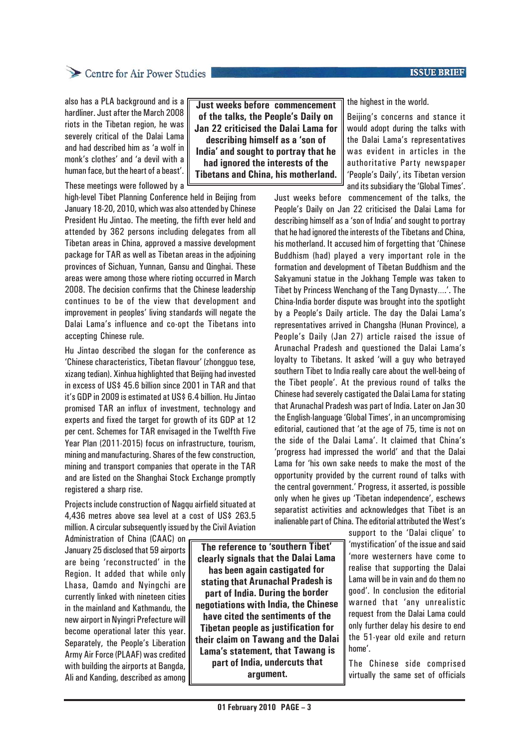also has a PLA background and is a hardliner. Just after the March 2008 riots in the Tibetan region, he was severely critical of the Dalai Lama and had described him as 'a wolf in monk's clothes' and 'a devil with a human face, but the heart of a beast'.

These meetings were followed by a high-level Tibet Planning Conference held in Beijing from January 18-20, 2010, which was also attended by Chinese President Hu Jintao. The meeting, the fifth ever held and attended by 362 persons including delegates from all Tibetan areas in China, approved a massive development package for TAR as well as Tibetan areas in the adjoining provinces of Sichuan, Yunnan, Gansu and Qinghai. These areas were among those where rioting occurred in March 2008. The decision confirms that the Chinese leadership continues to be of the view that development and improvement in peoples' living standards will negate the Dalai Lama's influence and co-opt the Tibetans into accepting Chinese rule.

Hu Jintao described the slogan for the conference as 'Chinese characteristics, Tibetan flavour' (zhongguo tese, xizang tedian). Xinhua highlighted that Beijing had invested in excess of US$ 45.6 billion since 2001 in TAR and that it's GDP in 2009 is estimated at US$ 6.4 billion. Hu Jintao promised TAR an influx of investment, technology and experts and fixed the target for growth of its GDP at 12 per cent. Schemes for TAR envisaged in the Twelfth Five Year Plan (2011-2015) focus on infrastructure, tourism, mining and manufacturing. Shares of the few construction, mining and transport companies that operate in the TAR and are listed on the Shanghai Stock Exchange promptly registered a sharp rise.

Projects include construction of Nagqu airfield situated at 4,436 metres above sea level at a cost of US$ 263.5 million. A circular subsequently issued by the Civil Aviation Administration of China (CAAC) on January 25 disclosed that 59 airports are being 'reconstructed' in the Region. It added that while only Lhasa, Qamdo and Nyingchi are currently linked with nineteen cities in the mainland and Kathmandu, the new airport in Nyingri Prefecture will become operational later this year. Separately, the People's Liberation Army Air Force (PLAAF) was credited with building the airports at Bangda, Ali and Kanding, described as among the highest in the world.

**Just weeks before commencement of the talks, the People's Daily on Jan 22 criticised the Dalai Lama for describing himself as a 'son of India' and sought to portray that he had ignored the interests of the Tibetans and China, his motherland.**

Beijing's concerns and stance it would adopt during the talks with the Dalai Lama's representatives was evident in articles in the authoritative Party newspaper 'People's Daily', its Tibetan version and its subsidiary the 'Global Times'. Just weeks before commencement of the talks, the People's Daily on Jan 22 criticised the Dalai Lama for describing himself as a 'son of India' and sought to portray that he had ignored the interests of the Tibetans and China, his motherland. It accused him of forgetting that 'Chinese Buddhism (had) played a very important role in the formation and development of Tibetan Buddhism and the Sakyamuni statue in the Jokhang Temple was taken to Tibet by Princess Wenchang of the Tang Dynasty….'. The China-India border dispute was brought into the spotlight by a People's Daily article. The day the Dalai Lama's representatives arrived in Changsha (Hunan Province), a People's Daily (Jan 27) article raised the issue of Arunachal Pradesh and questioned the Dalai Lama's loyalty to Tibetans. It asked 'will a guy who betrayed southern Tibet to India really care about the well-being of the Tibet people'. At the previous round of talks the Chinese had severely castigated the Dalai Lama for stating that Arunachal Pradesh was part of India. Later on Jan 30 the English-language 'Global Times', in an uncompromising editorial, cautioned that 'at the age of 75, time is not on the side of the Dalai Lama'. It claimed that China's 'progress had impressed the world' and that the Dalai Lama for 'his own sake needs to make the most of the opportunity provided by the current round of talks with the central government.' Progress, it asserted, is possible only when he gives up 'Tibetan independence', eschews separatist activities and acknowledges that Tibet is an inalienable part of China. The editorial attributed the West's support to the 'Dalai clique' to 'mystification' of the issue and said 'more westerners have come to realise that supporting the Dalai Lama will be in vain and do them no good'. In conclusion the editorial warned that 'any unrealistic request from the Dalai Lama could only further delay his desire to end the 51-year old exile and return home'.

**The reference to 'southern Tibet' clearly signals that the Dalai Lama has been again castigated for stating that Arunachal Pradesh is part of India. During the border negotiations with India, the Chinese have cited the sentiments of the Tibetan people as justification for their claim on Tawang and the Dalai Lama's statement, that Tawang is part of India, undercuts that argument.**

The Chinese side comprised virtually the same set of officials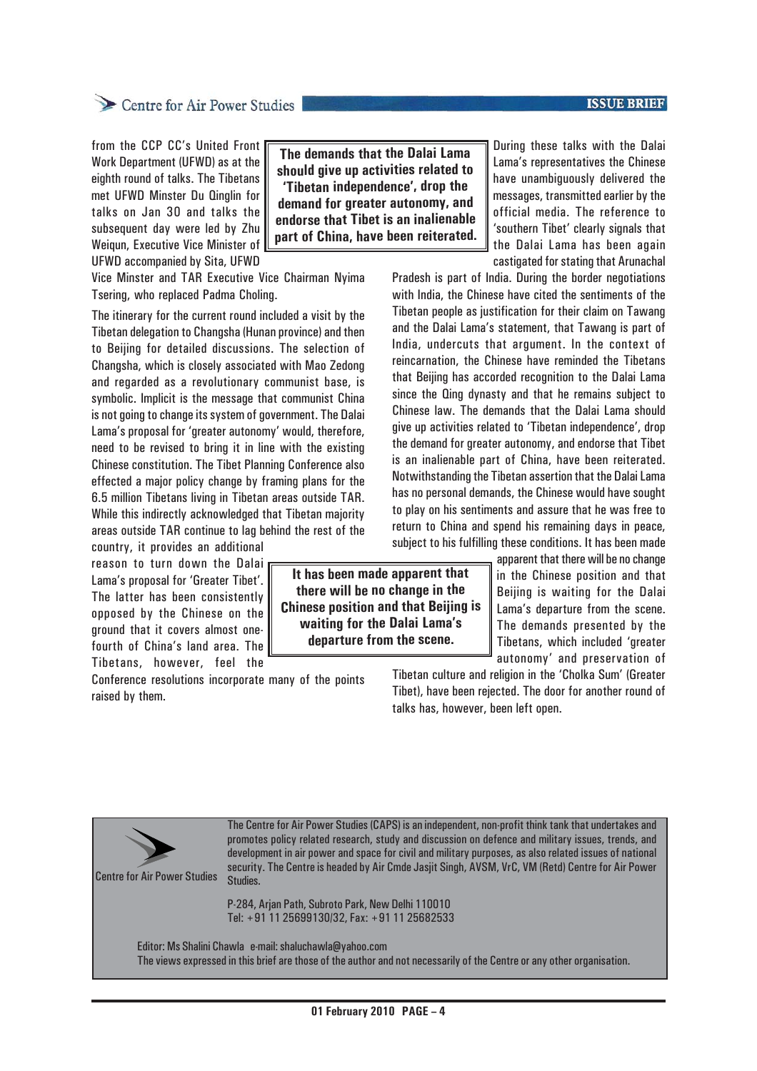from the CCP CC's United Front Work Department (UFWD) as at the eighth round of talks. The Tibetans met UFWD Minster Du Qinglin for talks on Jan 30 and talks the subsequent day were led by Zhu Weiqun, Executive Vice Minister of UFWD accompanied by Sita, UFWD Vice Minster and TAR Executive Vice Chairman Nyima Tsering, who replaced Padma Choling.

The itinerary for the current round included a visit by the Tibetan delegation to Changsha (Hunan province) and then to Beijing for detailed discussions. The selection of Changsha, which is closely associated with Mao Zedong and regarded as a revolutionary communist base, is symbolic. Implicit is the message that communist China is not going to change its system of government. The Dalai Lama's proposal for 'greater autonomy' would, therefore, need to be revised to bring it in line with the existing Chinese constitution. The Tibet Planning Conference also effected a major policy change by framing plans for the 6.5 million Tibetans living in Tibetan areas outside TAR. While this indirectly acknowledged that Tibetan majority areas outside TAR continue to lag behind the rest of the country, it provides an additional reason to turn down the Dalai Lama's proposal for 'Greater Tibet'. The latter has been consistently opposed by the Chinese on the ground that it covers almost one-fourth of China's land area. The Tibetans, however, feel the Conference resolutions incorporate many of the points raised by them.

**The demands that the Dalai Lama should give up activities related to 'Tibetan independence', drop the demand for greater autonomy, and endorse that Tibet is an inalienable part of China, have been reiterated.**

During these talks with the Dalai Lama's representatives the Chinese have unambiguously delivered the messages, transmitted earlier by the official media. The reference to 'southern Tibet' clearly signals that the Dalai Lama has been again castigated for stating that Arunachal Pradesh is part of India. During the border negotiations with India, the Chinese have cited the sentiments of the Tibetan people as justification for their claim on Tawang and the Dalai Lama's statement, that Tawang is part of India, undercuts that argument. In the context of reincarnation, the Chinese have reminded the Tibetans that Beijing has accorded recognition to the Dalai Lama since the Qing dynasty and that he remains subject to Chinese law. The demands that the Dalai Lama should give up activities related to 'Tibetan independence', drop the demand for greater autonomy, and endorse that Tibet is an inalienable part of China, have been reiterated. Notwithstanding the Tibetan assertion that the Dalai Lama has no personal demands, the Chinese would have sought to play on his sentiments and assure that he was free to return to China and spend his remaining days in peace, subject to his fulfilling these conditions. It has been made apparent that there will be no change in the Chinese position and that Beijing is waiting for the Dalai Lama's departure from the scene. The demands presented by the Tibetans, which included 'greater autonomy' and preservation of Tibetan culture and religion in the 'Cholka Sum' (Greater Tibet), have been rejected. The door for another round of talks has, however, been left open.

**It has been made apparent that there will be no change in the Chinese position and that Beijing is waiting for the Dalai Lama's departure from the scene.**

---

Centre for Air Power Studies

The Centre for Air Power Studies (CAPS) is an independent, non-profit think tank that undertakes and promotes policy related research, study and discussion on defence and military issues, trends, and development in air power and space for civil and military purposes, as also related issues of national security. The Centre is headed by Air Cmde Jasjit Singh, AVSM, VrC, VM (Retd) Centre for Air Power Studies.

P-284, Arjan Path, Subroto Park, New Delhi 110010
Tel: +91 11 25699130/32, Fax: +91 11 25682533

Editor: Ms Shalini Chawla e-mail: shaluchawla@yahoo.com
The views expressed in this brief are those of the author and not necessarily of the Centre or any other organisation.